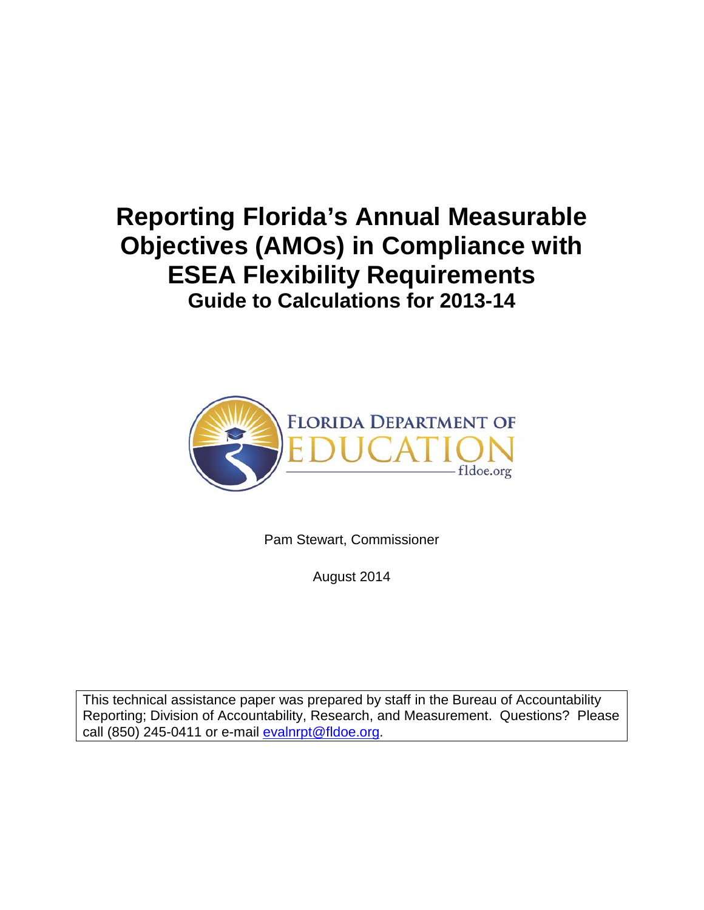# Reporting Florida's Annual Measurable Objectives (AMOs) in Compliance with ESEA Flexibility Requirements

## Guide to Calculations for 2013-14

Pam Stewart, Commissioner

August 2014

This technical assistance paper was prepared by staff in the Bureau of Accountability Reporting; Division of Accountability, Research, and Measurement. Questions? Please call (850) 245-0411 or e-mail evalnrpt@fldoe.org.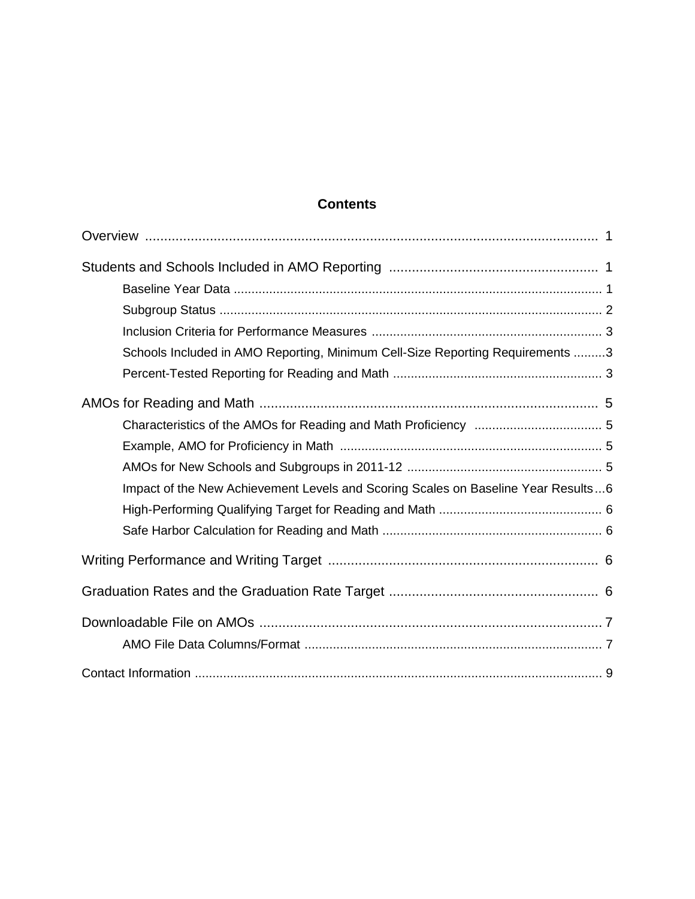## Contents

Overview ........................................................................................................................ 1

Students and Schools Included in AMO Reporting ...................................................... 1

- Baseline Year Data ...................................................................................................... 1
- Subgroup Status .......................................................................................................... 2
- Inclusion Criteria for Performance Measures ................................................................ 3
- Schools Included in AMO Reporting, Minimum Cell-Size Reporting Requirements .........3
- Percent-Tested Reporting for Reading and Math .......................................................... 3

AMOs for Reading and Math ........................................................................................ 5

- Characteristics of the AMOs for Reading and Math Proficiency .................................... 5
- Example, AMO for Proficiency in Math ......................................................................... 5
- AMOs for New Schools and Subgroups in 2011-12 ...................................................... 5
- Impact of the New Achievement Levels and Scoring Scales on Baseline Year Results...6
- High-Performing Qualifying Target for Reading and Math ............................................. 6
- Safe Harbor Calculation for Reading and Math ............................................................. 6

Writing Performance and Writing Target ...................................................................... 6

Graduation Rates and the Graduation Rate Target ...................................................... 6

Downloadable File on AMOs ......................................................................................... 7

- AMO File Data Columns/Format .................................................................................. 7

Contact Information ....................................................................................................... 9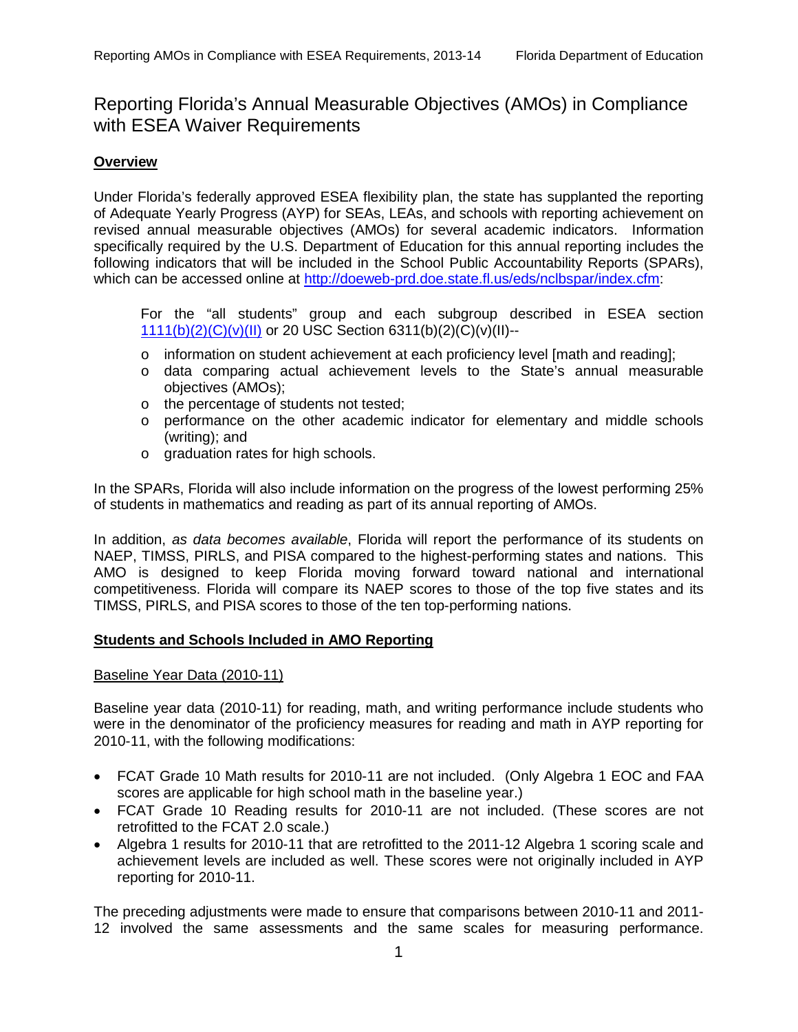# Reporting Florida's Annual Measurable Objectives (AMOs) in Compliance with ESEA Waiver Requirements

## Overview

Under Florida's federally approved ESEA flexibility plan, the state has supplanted the reporting of Adequate Yearly Progress (AYP) for SEAs, LEAs, and schools with reporting achievement on revised annual measurable objectives (AMOs) for several academic indicators. Information specifically required by the U.S. Department of Education for this annual reporting includes the following indicators that will be included in the School Public Accountability Reports (SPARs), which can be accessed online at http://doeweb-prd.doe.state.fl.us/eds/nclbspar/index.cfm:

> For the "all students" group and each subgroup described in ESEA section 1111(b)(2)(C)(v)(II) or 20 USC Section 6311(b)(2)(C)(v)(II)--
>
> - information on student achievement at each proficiency level [math and reading];
> - data comparing actual achievement levels to the State's annual measurable objectives (AMOs);
> - the percentage of students not tested;
> - performance on the other academic indicator for elementary and middle schools (writing); and
> - graduation rates for high schools.

In the SPARs, Florida will also include information on the progress of the lowest performing 25% of students in mathematics and reading as part of its annual reporting of AMOs.

In addition, *as data becomes available*, Florida will report the performance of its students on NAEP, TIMSS, PIRLS, and PISA compared to the highest-performing states and nations. This AMO is designed to keep Florida moving forward toward national and international competitiveness. Florida will compare its NAEP scores to those of the top five states and its TIMSS, PIRLS, and PISA scores to those of the ten top-performing nations.

## Students and Schools Included in AMO Reporting

### Baseline Year Data (2010-11)

Baseline year data (2010-11) for reading, math, and writing performance include students who were in the denominator of the proficiency measures for reading and math in AYP reporting for 2010-11, with the following modifications:

- FCAT Grade 10 Math results for 2010-11 are not included. (Only Algebra 1 EOC and FAA scores are applicable for high school math in the baseline year.)
- FCAT Grade 10 Reading results for 2010-11 are not included. (These scores are not retrofitted to the FCAT 2.0 scale.)
- Algebra 1 results for 2010-11 that are retrofitted to the 2011-12 Algebra 1 scoring scale and achievement levels are included as well. These scores were not originally included in AYP reporting for 2010-11.

The preceding adjustments were made to ensure that comparisons between 2010-11 and 2011-12 involved the same assessments and the same scales for measuring performance.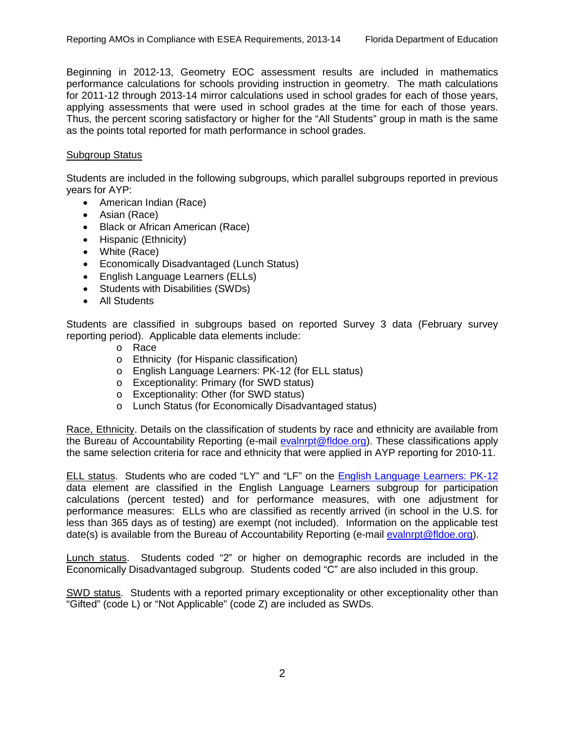Beginning in 2012-13, Geometry EOC assessment results are included in mathematics performance calculations for schools providing instruction in geometry. The math calculations for 2011-12 through 2013-14 mirror calculations used in school grades for each of those years, applying assessments that were used in school grades at the time for each of those years. Thus, the percent scoring satisfactory or higher for the "All Students" group in math is the same as the points total reported for math performance in school grades.

## Subgroup Status

Students are included in the following subgroups, which parallel subgroups reported in previous years for AYP:

- American Indian (Race)
- Asian (Race)
- Black or African American (Race)
- Hispanic (Ethnicity)
- White (Race)
- Economically Disadvantaged (Lunch Status)
- English Language Learners (ELLs)
- Students with Disabilities (SWDs)
- All Students

Students are classified in subgroups based on reported Survey 3 data (February survey reporting period). Applicable data elements include:

- Race
- Ethnicity (for Hispanic classification)
- English Language Learners: PK-12 (for ELL status)
- Exceptionality: Primary (for SWD status)
- Exceptionality: Other (for SWD status)
- Lunch Status (for Economically Disadvantaged status)

Race, Ethnicity. Details on the classification of students by race and ethnicity are available from the Bureau of Accountability Reporting (e-mail evalnrpt@fldoe.org). These classifications apply the same selection criteria for race and ethnicity that were applied in AYP reporting for 2010-11.

ELL status. Students who are coded "LY" and "LF" on the English Language Learners: PK-12 data element are classified in the English Language Learners subgroup for participation calculations (percent tested) and for performance measures, with one adjustment for performance measures: ELLs who are classified as recently arrived (in school in the U.S. for less than 365 days as of testing) are exempt (not included). Information on the applicable test date(s) is available from the Bureau of Accountability Reporting (e-mail evalnrpt@fldoe.org).

Lunch status. Students coded "2" or higher on demographic records are included in the Economically Disadvantaged subgroup. Students coded "C" are also included in this group.

SWD status. Students with a reported primary exceptionality or other exceptionality other than "Gifted" (code L) or "Not Applicable" (code Z) are included as SWDs.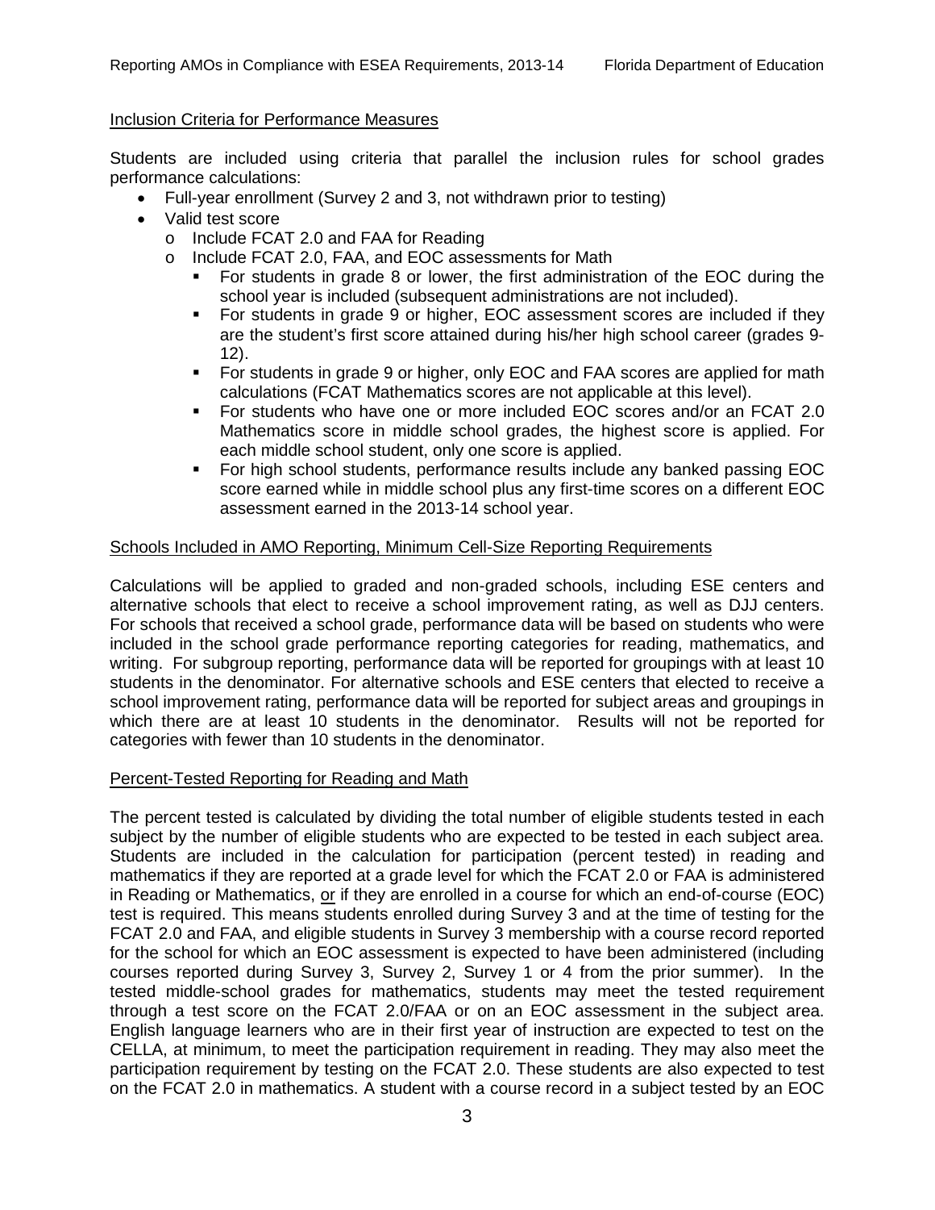Inclusion Criteria for Performance Measures

Students are included using criteria that parallel the inclusion rules for school grades performance calculations:

- Full-year enrollment (Survey 2 and 3, not withdrawn prior to testing)
- Valid test score
  - Include FCAT 2.0 and FAA for Reading
  - Include FCAT 2.0, FAA, and EOC assessments for Math
    - For students in grade 8 or lower, the first administration of the EOC during the school year is included (subsequent administrations are not included).
    - For students in grade 9 or higher, EOC assessment scores are included if they are the student's first score attained during his/her high school career (grades 9-12).
    - For students in grade 9 or higher, only EOC and FAA scores are applied for math calculations (FCAT Mathematics scores are not applicable at this level).
    - For students who have one or more included EOC scores and/or an FCAT 2.0 Mathematics score in middle school grades, the highest score is applied. For each middle school student, only one score is applied.
    - For high school students, performance results include any banked passing EOC score earned while in middle school plus any first-time scores on a different EOC assessment earned in the 2013-14 school year.

Schools Included in AMO Reporting, Minimum Cell-Size Reporting Requirements

Calculations will be applied to graded and non-graded schools, including ESE centers and alternative schools that elect to receive a school improvement rating, as well as DJJ centers. For schools that received a school grade, performance data will be based on students who were included in the school grade performance reporting categories for reading, mathematics, and writing. For subgroup reporting, performance data will be reported for groupings with at least 10 students in the denominator. For alternative schools and ESE centers that elected to receive a school improvement rating, performance data will be reported for subject areas and groupings in which there are at least 10 students in the denominator. Results will not be reported for categories with fewer than 10 students in the denominator.

Percent-Tested Reporting for Reading and Math

The percent tested is calculated by dividing the total number of eligible students tested in each subject by the number of eligible students who are expected to be tested in each subject area. Students are included in the calculation for participation (percent tested) in reading and mathematics if they are reported at a grade level for which the FCAT 2.0 or FAA is administered in Reading or Mathematics, or if they are enrolled in a course for which an end-of-course (EOC) test is required. This means students enrolled during Survey 3 and at the time of testing for the FCAT 2.0 and FAA, and eligible students in Survey 3 membership with a course record reported for the school for which an EOC assessment is expected to have been administered (including courses reported during Survey 3, Survey 2, Survey 1 or 4 from the prior summer). In the tested middle-school grades for mathematics, students may meet the tested requirement through a test score on the FCAT 2.0/FAA or on an EOC assessment in the subject area. English language learners who are in their first year of instruction are expected to test on the CELLA, at minimum, to meet the participation requirement in reading. They may also meet the participation requirement by testing on the FCAT 2.0. These students are also expected to test on the FCAT 2.0 in mathematics. A student with a course record in a subject tested by an EOC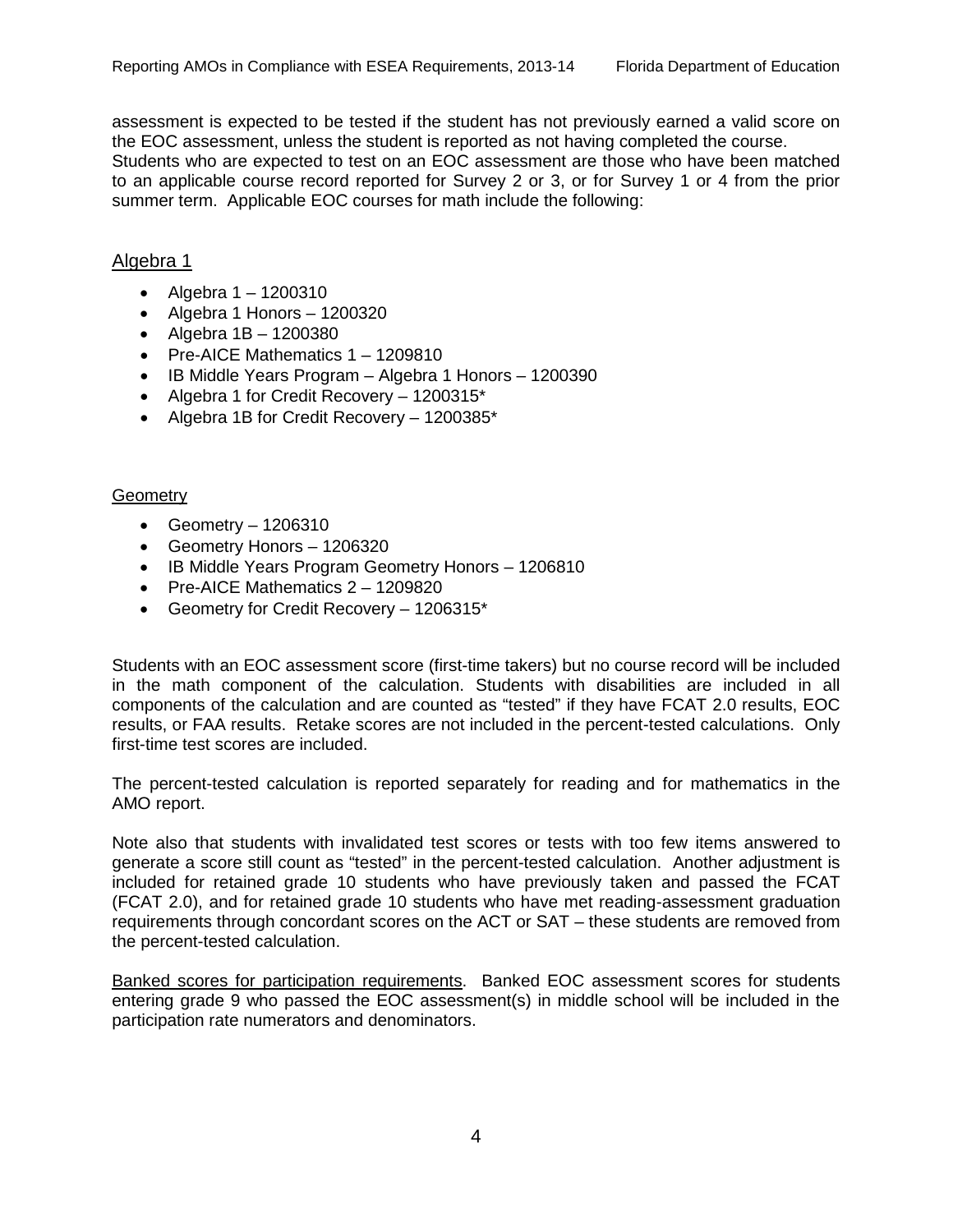assessment is expected to be tested if the student has not previously earned a valid score on the EOC assessment, unless the student is reported as not having completed the course. Students who are expected to test on an EOC assessment are those who have been matched to an applicable course record reported for Survey 2 or 3, or for Survey 1 or 4 from the prior summer term. Applicable EOC courses for math include the following:

## Algebra 1

- Algebra 1 – 1200310
- Algebra 1 Honors – 1200320
- Algebra 1B – 1200380
- Pre-AICE Mathematics 1 – 1209810
- IB Middle Years Program – Algebra 1 Honors – 1200390
- Algebra 1 for Credit Recovery – 1200315*
- Algebra 1B for Credit Recovery – 1200385*

### Geometry

- Geometry – 1206310
- Geometry Honors – 1206320
- IB Middle Years Program Geometry Honors – 1206810
- Pre-AICE Mathematics 2 – 1209820
- Geometry for Credit Recovery – 1206315*

Students with an EOC assessment score (first-time takers) but no course record will be included in the math component of the calculation. Students with disabilities are included in all components of the calculation and are counted as "tested" if they have FCAT 2.0 results, EOC results, or FAA results. Retake scores are not included in the percent-tested calculations. Only first-time test scores are included.

The percent-tested calculation is reported separately for reading and for mathematics in the AMO report.

Note also that students with invalidated test scores or tests with too few items answered to generate a score still count as "tested" in the percent-tested calculation. Another adjustment is included for retained grade 10 students who have previously taken and passed the FCAT (FCAT 2.0), and for retained grade 10 students who have met reading-assessment graduation requirements through concordant scores on the ACT or SAT – these students are removed from the percent-tested calculation.

Banked scores for participation requirements. Banked EOC assessment scores for students entering grade 9 who passed the EOC assessment(s) in middle school will be included in the participation rate numerators and denominators.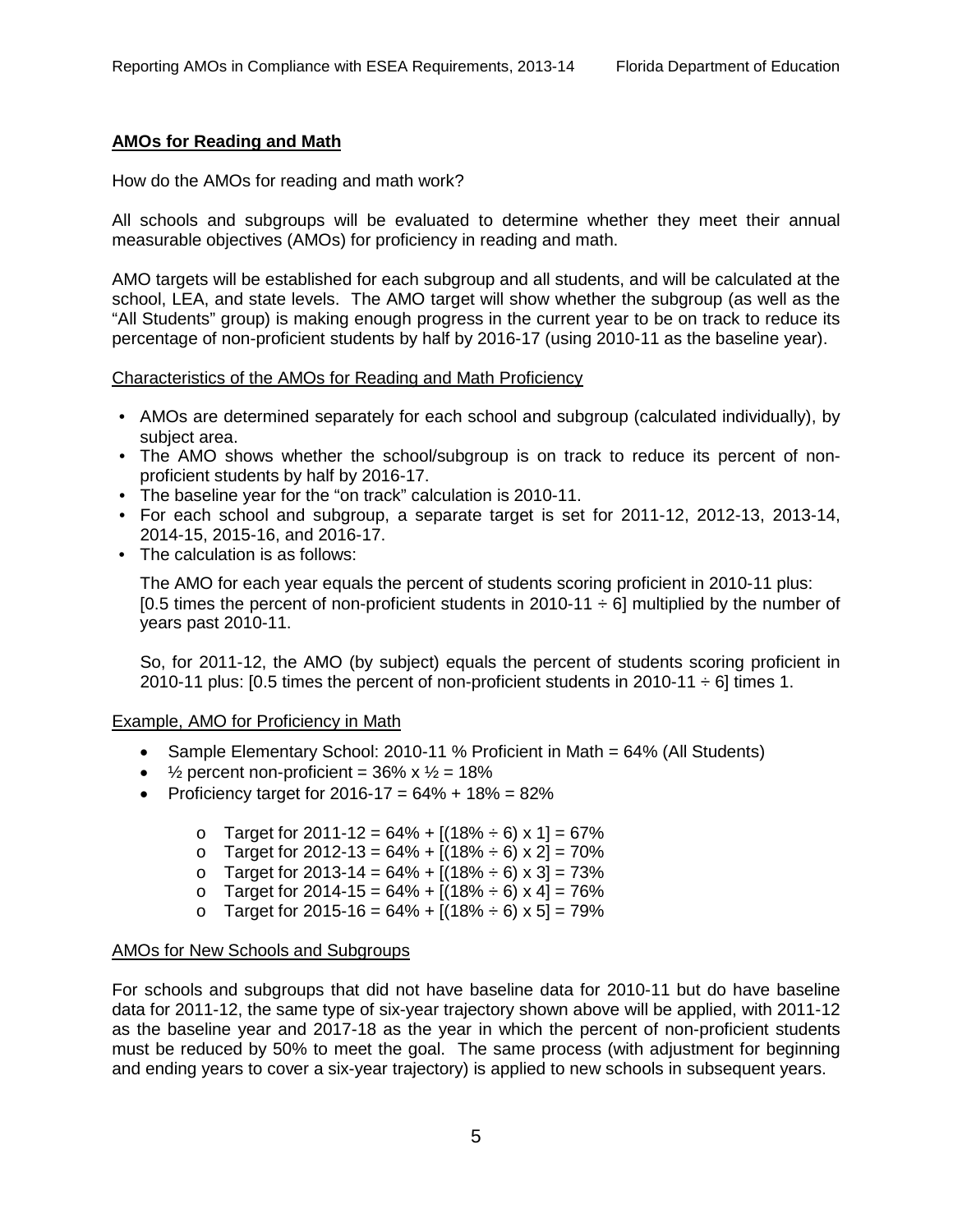## AMOs for Reading and Math

How do the AMOs for reading and math work?

All schools and subgroups will be evaluated to determine whether they meet their annual measurable objectives (AMOs) for proficiency in reading and math.

AMO targets will be established for each subgroup and all students, and will be calculated at the school, LEA, and state levels. The AMO target will show whether the subgroup (as well as the "All Students" group) is making enough progress in the current year to be on track to reduce its percentage of non-proficient students by half by 2016-17 (using 2010-11 as the baseline year).

### Characteristics of the AMOs for Reading and Math Proficiency

- AMOs are determined separately for each school and subgroup (calculated individually), by subject area.
- The AMO shows whether the school/subgroup is on track to reduce its percent of non-proficient students by half by 2016-17.
- The baseline year for the "on track" calculation is 2010-11.
- For each school and subgroup, a separate target is set for 2011-12, 2012-13, 2013-14, 2014-15, 2015-16, and 2016-17.
- The calculation is as follows:

  The AMO for each year equals the percent of students scoring proficient in 2010-11 plus: [0.5 times the percent of non-proficient students in 2010-11 ÷ 6] multiplied by the number of years past 2010-11.

  So, for 2011-12, the AMO (by subject) equals the percent of students scoring proficient in 2010-11 plus: [0.5 times the percent of non-proficient students in 2010-11 ÷ 6] times 1.

### Example, AMO for Proficiency in Math

- Sample Elementary School: 2010-11 % Proficient in Math = 64% (All Students)
- ½ percent non-proficient = 36% x ½ = 18%
- Proficiency target for 2016-17 = 64% + 18% = 82%
  - Target for 2011-12 = 64% + [(18% ÷ 6) x 1] = 67%
  - Target for 2012-13 = 64% + [(18% ÷ 6) x 2] = 70%
  - Target for 2013-14 = 64% + [(18% ÷ 6) x 3] = 73%
  - Target for 2014-15 = 64% + [(18% ÷ 6) x 4] = 76%
  - Target for 2015-16 = 64% + [(18% ÷ 6) x 5] = 79%

### AMOs for New Schools and Subgroups

For schools and subgroups that did not have baseline data for 2010-11 but do have baseline data for 2011-12, the same type of six-year trajectory shown above will be applied, with 2011-12 as the baseline year and 2017-18 as the year in which the percent of non-proficient students must be reduced by 50% to meet the goal. The same process (with adjustment for beginning and ending years to cover a six-year trajectory) is applied to new schools in subsequent years.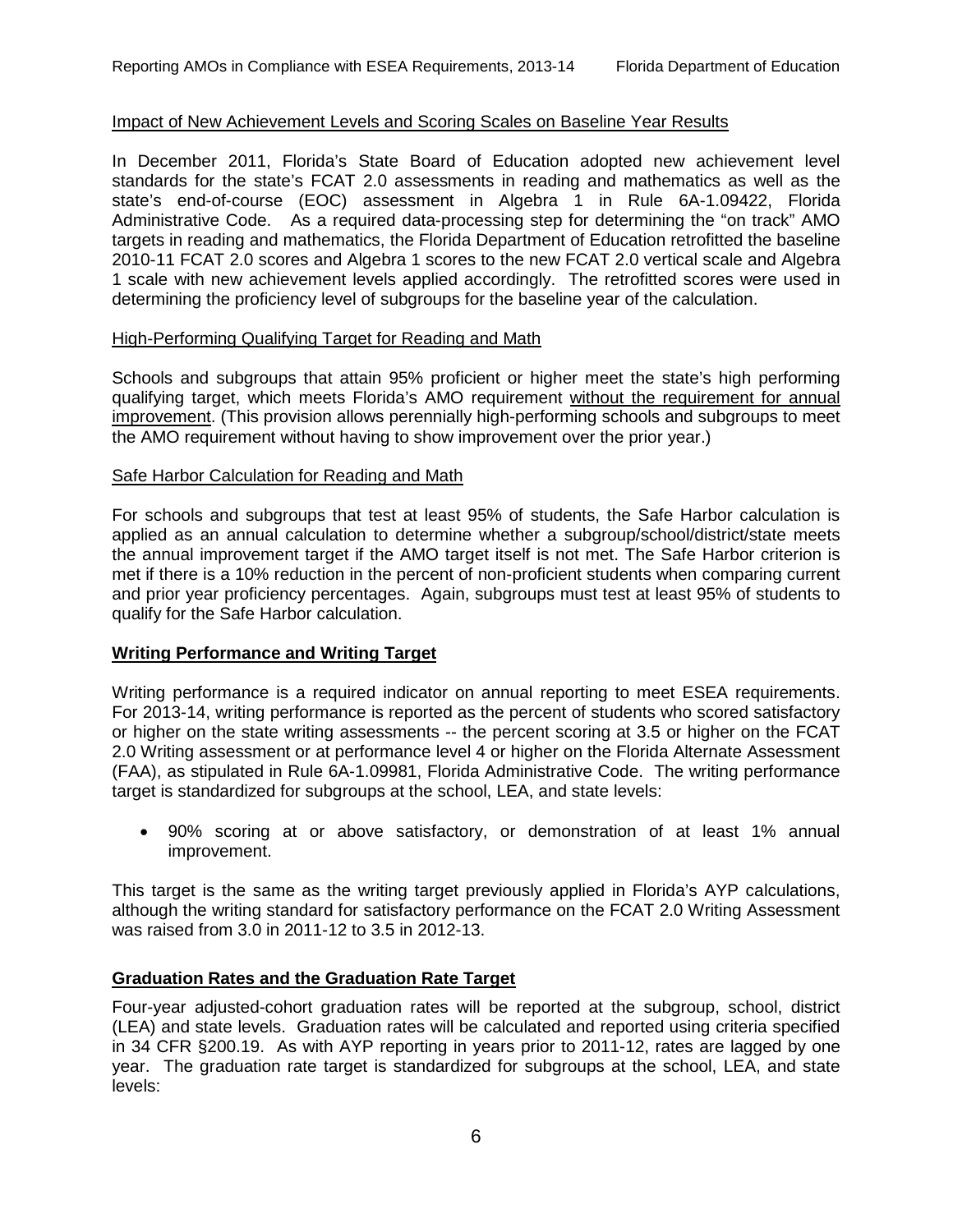Impact of New Achievement Levels and Scoring Scales on Baseline Year Results

In December 2011, Florida's State Board of Education adopted new achievement level standards for the state's FCAT 2.0 assessments in reading and mathematics as well as the state's end-of-course (EOC) assessment in Algebra 1 in Rule 6A-1.09422, Florida Administrative Code. As a required data-processing step for determining the "on track" AMO targets in reading and mathematics, the Florida Department of Education retrofitted the baseline 2010-11 FCAT 2.0 scores and Algebra 1 scores to the new FCAT 2.0 vertical scale and Algebra 1 scale with new achievement levels applied accordingly. The retrofitted scores were used in determining the proficiency level of subgroups for the baseline year of the calculation.

High-Performing Qualifying Target for Reading and Math

Schools and subgroups that attain 95% proficient or higher meet the state's high performing qualifying target, which meets Florida's AMO requirement without the requirement for annual improvement. (This provision allows perennially high-performing schools and subgroups to meet the AMO requirement without having to show improvement over the prior year.)

Safe Harbor Calculation for Reading and Math

For schools and subgroups that test at least 95% of students, the Safe Harbor calculation is applied as an annual calculation to determine whether a subgroup/school/district/state meets the annual improvement target if the AMO target itself is not met. The Safe Harbor criterion is met if there is a 10% reduction in the percent of non-proficient students when comparing current and prior year proficiency percentages. Again, subgroups must test at least 95% of students to qualify for the Safe Harbor calculation.

## Writing Performance and Writing Target

Writing performance is a required indicator on annual reporting to meet ESEA requirements. For 2013-14, writing performance is reported as the percent of students who scored satisfactory or higher on the state writing assessments -- the percent scoring at 3.5 or higher on the FCAT 2.0 Writing assessment or at performance level 4 or higher on the Florida Alternate Assessment (FAA), as stipulated in Rule 6A-1.09981, Florida Administrative Code. The writing performance target is standardized for subgroups at the school, LEA, and state levels:

- 90% scoring at or above satisfactory, or demonstration of at least 1% annual improvement.

This target is the same as the writing target previously applied in Florida's AYP calculations, although the writing standard for satisfactory performance on the FCAT 2.0 Writing Assessment was raised from 3.0 in 2011-12 to 3.5 in 2012-13.

## Graduation Rates and the Graduation Rate Target

Four-year adjusted-cohort graduation rates will be reported at the subgroup, school, district (LEA) and state levels. Graduation rates will be calculated and reported using criteria specified in 34 CFR §200.19. As with AYP reporting in years prior to 2011-12, rates are lagged by one year. The graduation rate target is standardized for subgroups at the school, LEA, and state levels: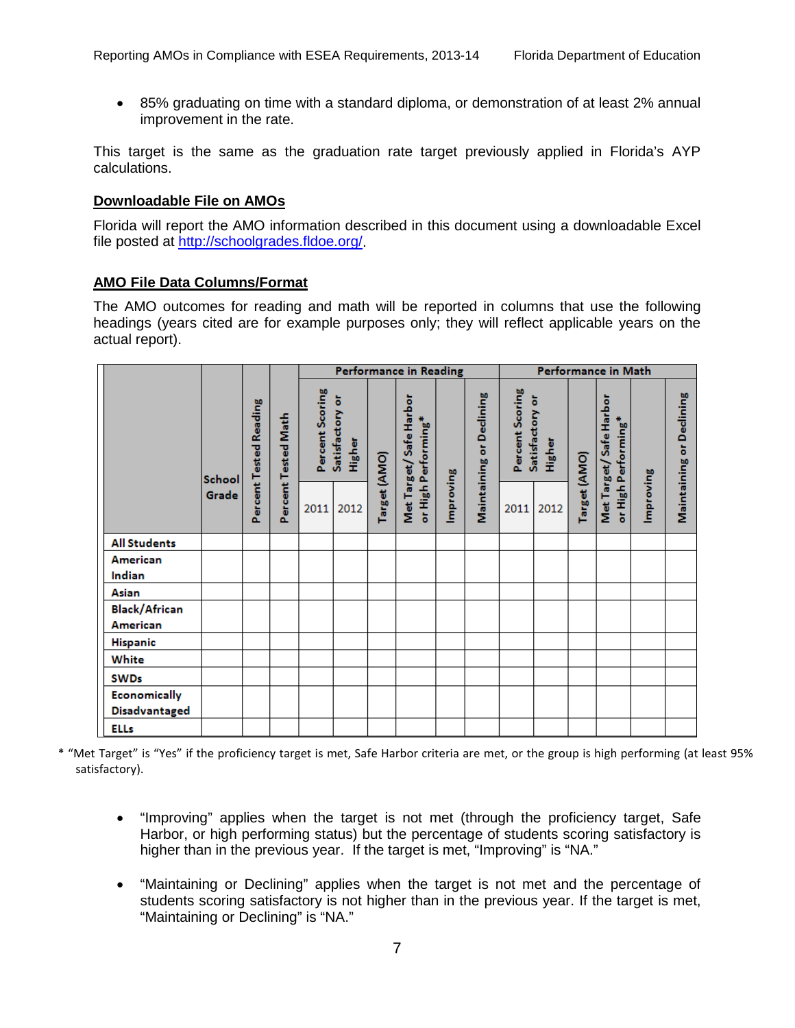- 85% graduating on time with a standard diploma, or demonstration of at least 2% annual improvement in the rate.

This target is the same as the graduation rate target previously applied in Florida's AYP calculations.

### Downloadable File on AMOs

Florida will report the AMO information described in this document using a downloadable Excel file posted at http://schoolgrades.fldoe.org/.

### AMO File Data Columns/Format

The AMO outcomes for reading and math will be reported in columns that use the following headings (years cited are for example purposes only; they will reflect applicable years on the actual report).

| | School Grade | Percent Tested Reading | Percent Tested Math | Performance in Reading | | | | | | Performance in Math | | | | | |
|---|---|---|---|---|---|---|---|---|---|---|---|---|---|---|---|
| | | | | Percent Scoring Satisfactory or Higher | | Target (AMO) | Met Target/ Safe Harbor or High Performing* | Improving | Maintaining or Declining | Percent Scoring Satisfactory or Higher | | Target (AMO) | Met Target/ Safe Harbor or High Performing* | Improving | Maintaining or Declining |
| | | | | 2011 | 2012 | | | | | 2011 | 2012 | | | | |
| All Students | | | | | | | | | | | | | | | |
| American Indian | | | | | | | | | | | | | | | |
| Asian | | | | | | | | | | | | | | | |
| Black/African American | | | | | | | | | | | | | | | |
| Hispanic | | | | | | | | | | | | | | | |
| White | | | | | | | | | | | | | | | |
| SWDs | | | | | | | | | | | | | | | |
| Economically Disadvantaged | | | | | | | | | | | | | | | |
| ELLs | | | | | | | | | | | | | | | |

\* "Met Target" is "Yes" if the proficiency target is met, Safe Harbor criteria are met, or the group is high performing (at least 95% satisfactory).

- "Improving" applies when the target is not met (through the proficiency target, Safe Harbor, or high performing status) but the percentage of students scoring satisfactory is higher than in the previous year. If the target is met, "Improving" is "NA."

- "Maintaining or Declining" applies when the target is not met and the percentage of students scoring satisfactory is not higher than in the previous year. If the target is met, "Maintaining or Declining" is "NA."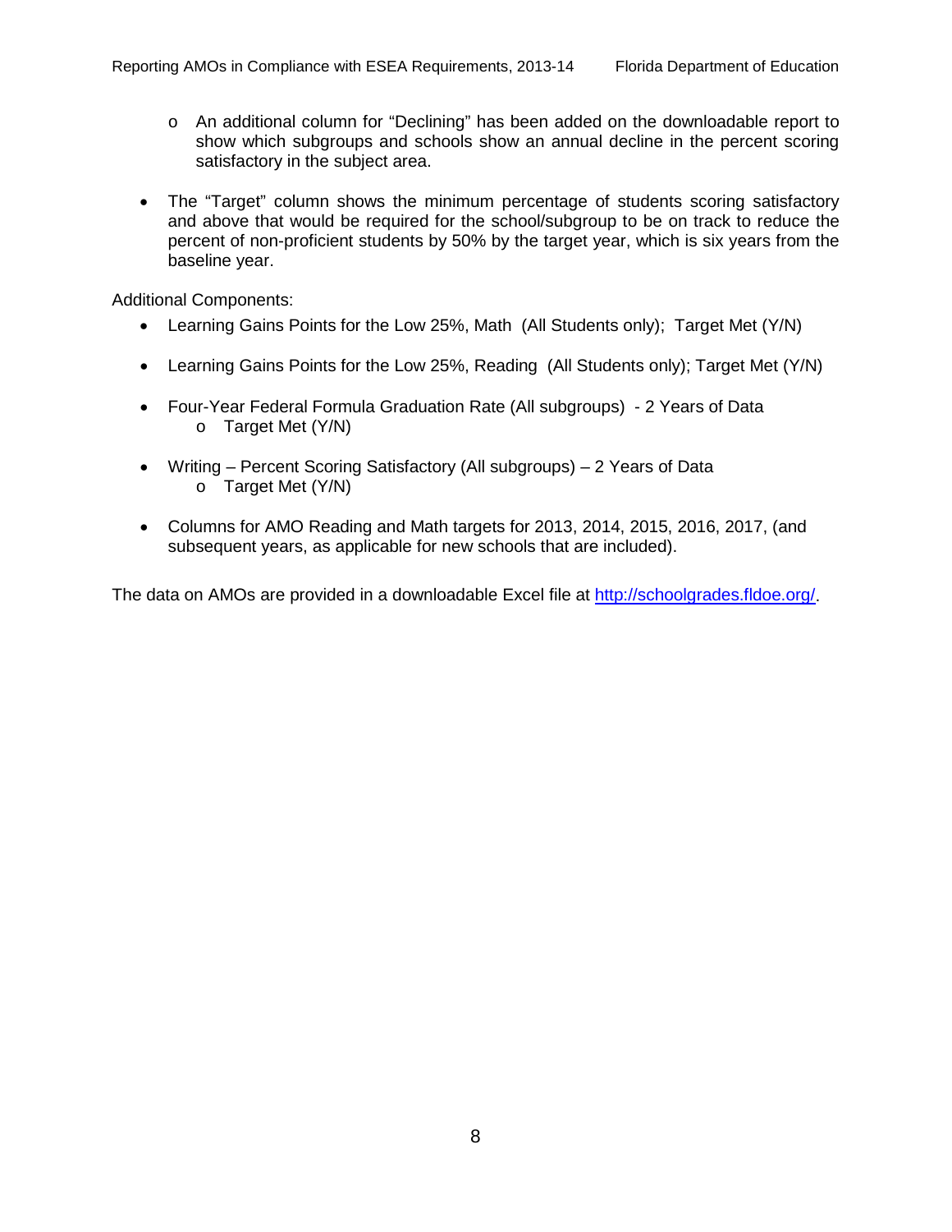- An additional column for "Declining" has been added on the downloadable report to show which subgroups and schools show an annual decline in the percent scoring satisfactory in the subject area.

- The "Target" column shows the minimum percentage of students scoring satisfactory and above that would be required for the school/subgroup to be on track to reduce the percent of non-proficient students by 50% by the target year, which is six years from the baseline year.

Additional Components:

- Learning Gains Points for the Low 25%, Math (All Students only); Target Met (Y/N)

- Learning Gains Points for the Low 25%, Reading (All Students only); Target Met (Y/N)

- Four-Year Federal Formula Graduation Rate (All subgroups) - 2 Years of Data
  - Target Met (Y/N)

- Writing – Percent Scoring Satisfactory (All subgroups) – 2 Years of Data
  - Target Met (Y/N)

- Columns for AMO Reading and Math targets for 2013, 2014, 2015, 2016, 2017, (and subsequent years, as applicable for new schools that are included).

The data on AMOs are provided in a downloadable Excel file at [http://schoolgrades.fldoe.org/](http://schoolgrades.fldoe.org/).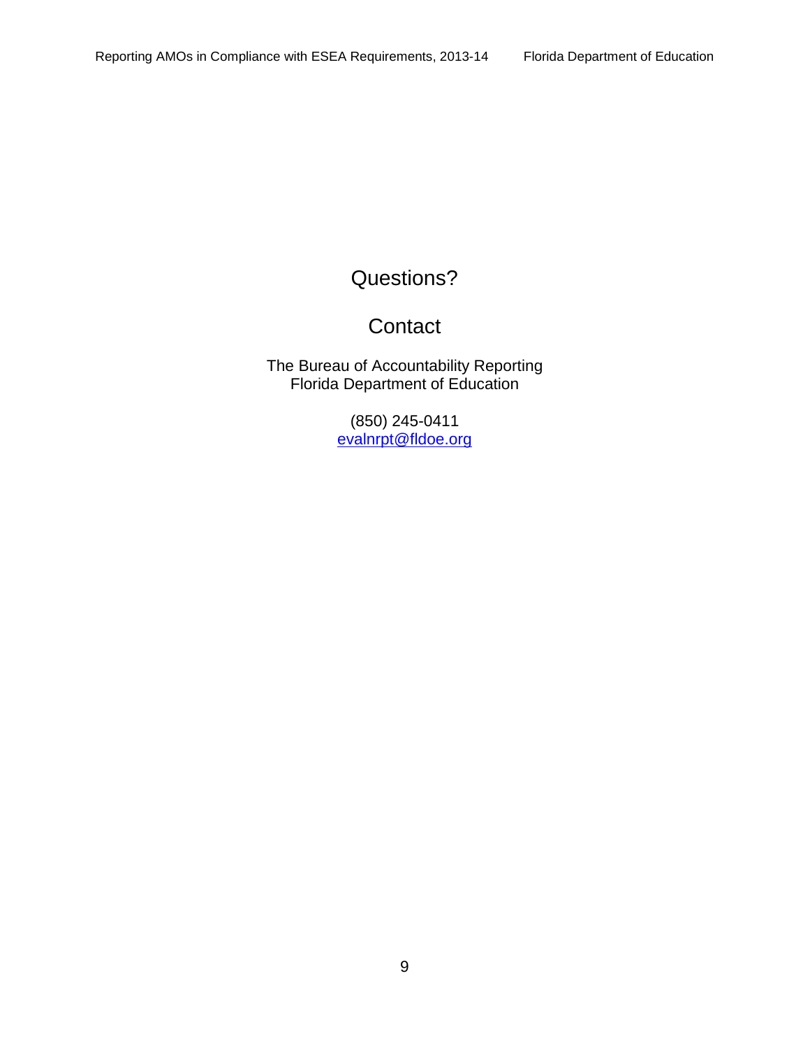# Questions?

## Contact

The Bureau of Accountability Reporting
Florida Department of Education

(850) 245-0411
evalnrpt@fldoe.org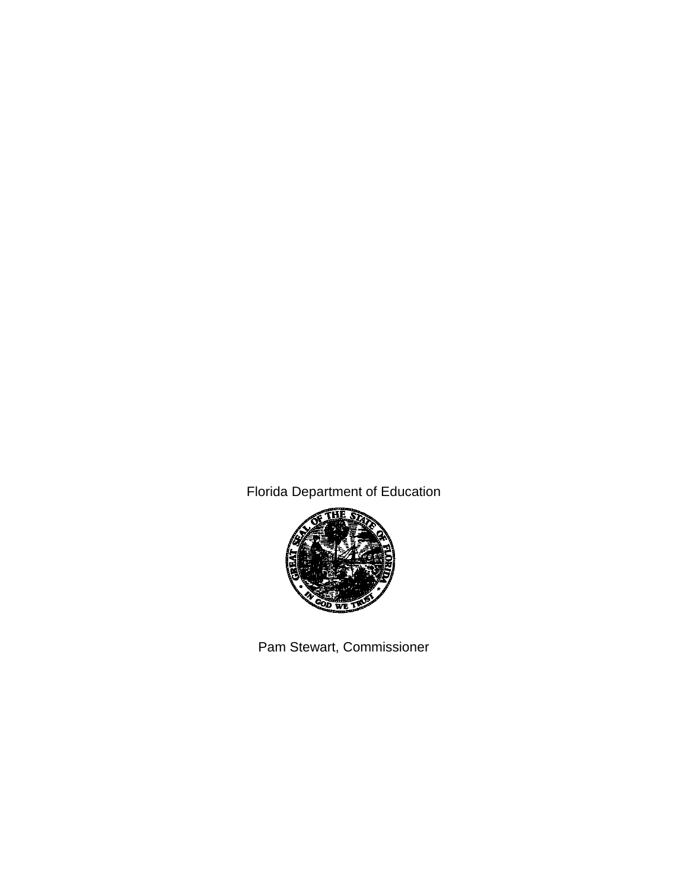Florida Department of Education

Pam Stewart, Commissioner